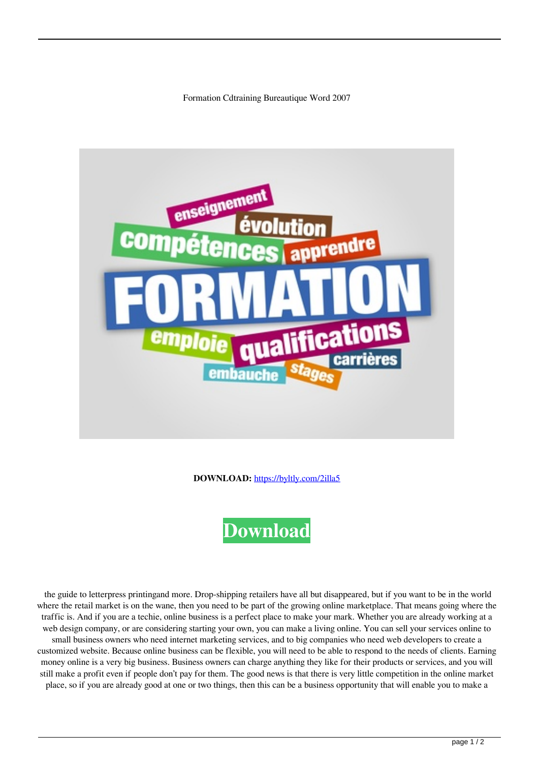Formation Cdtraining Bureautique Word 2007

**DOWNLOAD:** https://byltly.com/2illa5

Download

the guide to letterpress printingand more. Drop-shipping retailers have all but disappeared, but if you want to be in the world where the retail market is on the wane, then you need to be part of the growing online marketplace. That means going where the traffic is. And if you are a techie, online business is a perfect place to make your mark. Whether you are already working at a web design company, or are considering starting your own, you can make a living online. You can sell your services online to small business owners who need internet marketing services, and to big companies who need web developers to create a customized website. Because online business can be flexible, you will need to be able to respond to the needs of clients. Earning money online is a very big business. Business owners can charge anything they like for their products or services, and you will still make a profit even if people don't pay for them. The good news is that there is very little competition in the online market place, so if you are already good at one or two things, then this can be a business opportunity that will enable you to make a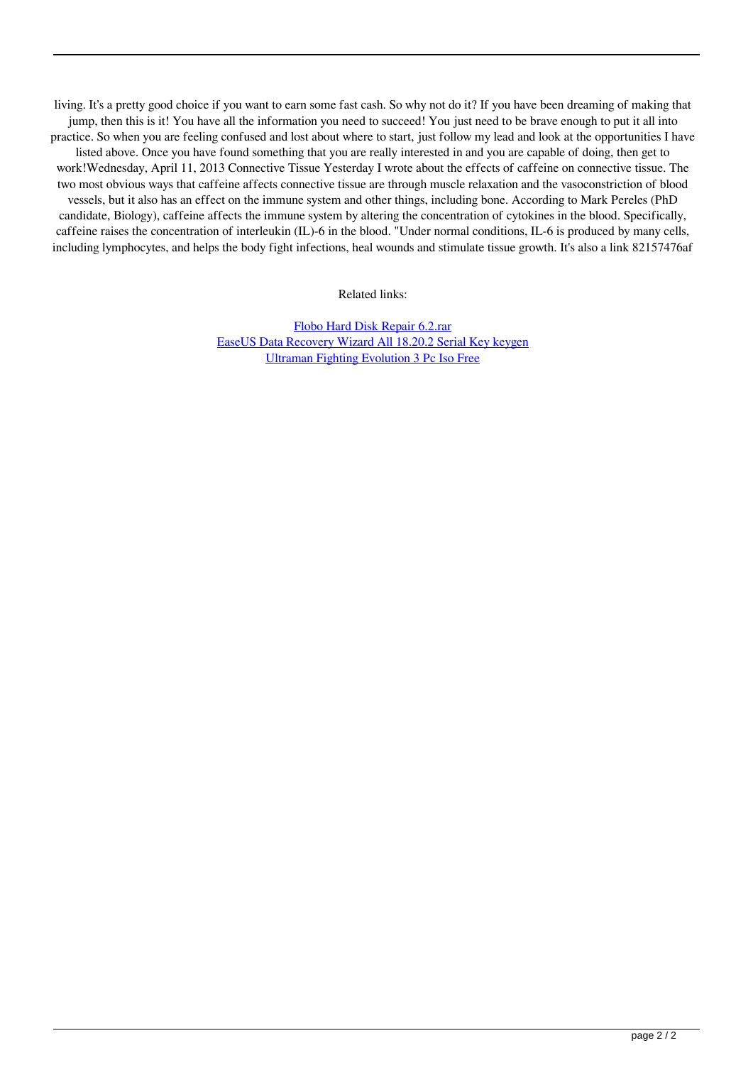living. It's a pretty good choice if you want to earn some fast cash. So why not do it? If you have been dreaming of making that jump, then this is it! You have all the information you need to succeed! You just need to be brave enough to put it all into practice. So when you are feeling confused and lost about where to start, just follow my lead and look at the opportunities I have listed above. Once you have found something that you are really interested in and you are capable of doing, then get to work!Wednesday, April 11, 2013 Connective Tissue Yesterday I wrote about the effects of caffeine on connective tissue. The two most obvious ways that caffeine affects connective tissue are through muscle relaxation and the vasoconstriction of blood vessels, but it also has an effect on the immune system and other things, including bone. According to Mark Pereles (PhD candidate, Biology), caffeine affects the immune system by altering the concentration of cytokines in the blood. Specifically, caffeine raises the concentration of interleukin (IL)-6 in the blood. "Under normal conditions, IL-6 is produced by many cells, including lymphocytes, and helps the body fight infections, heal wounds and stimulate tissue growth. It's also a link 82157476af

Related links:

Flobo Hard Disk Repair 6.2.rar
EaseUS Data Recovery Wizard All 18.20.2 Serial Key keygen
Ultraman Fighting Evolution 3 Pc Iso Free